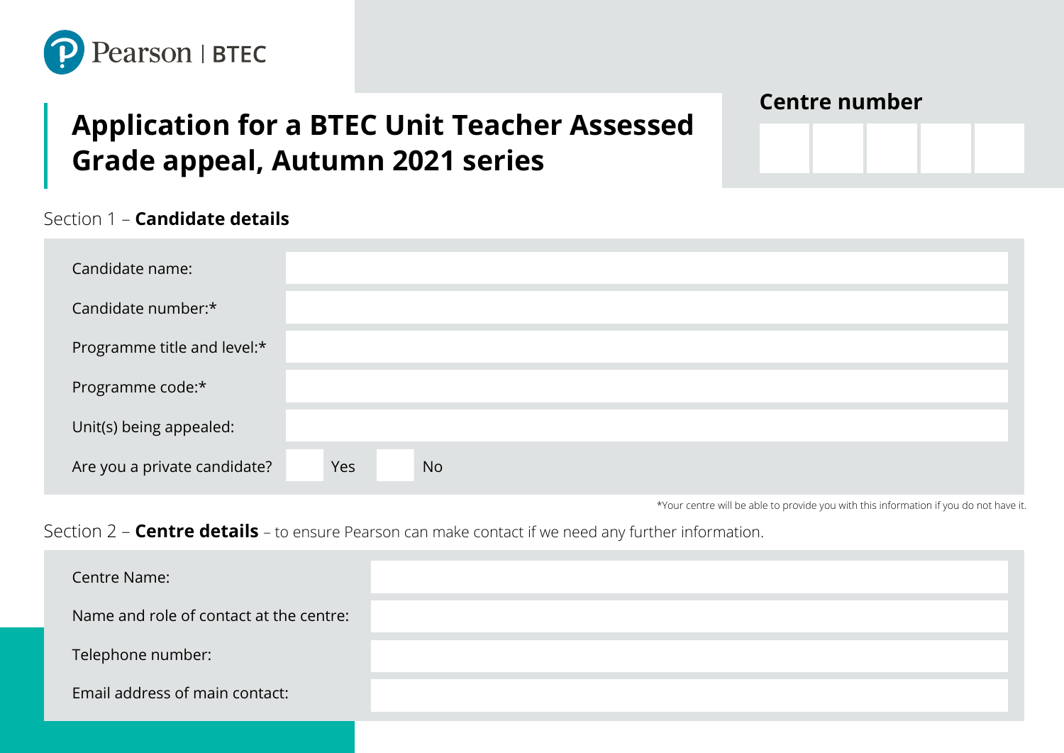Pearson | BTEC

# Application for a BTEC Unit Teacher Assessed Grade appeal, Autumn 2021 series

**Centre number**

| | | | | |
|---|---|---|---|---|
| | | | | |

## Section 1 – **Candidate details**

| | |
|---|---|
| Candidate name: | |
| Candidate number:* | |
| Programme title and level:* | |
| Programme code:* | |
| Unit(s) being appealed: | |
| Are you a private candidate? | ☐ Yes ☐ No |

*Your centre will be able to provide you with this information if you do not have it.

## Section 2 – **Centre details** – to ensure Pearson can make contact if we need any further information.

| | |
|---|---|
| Centre Name: | |
| Name and role of contact at the centre: | |
| Telephone number: | |
| Email address of main contact: | |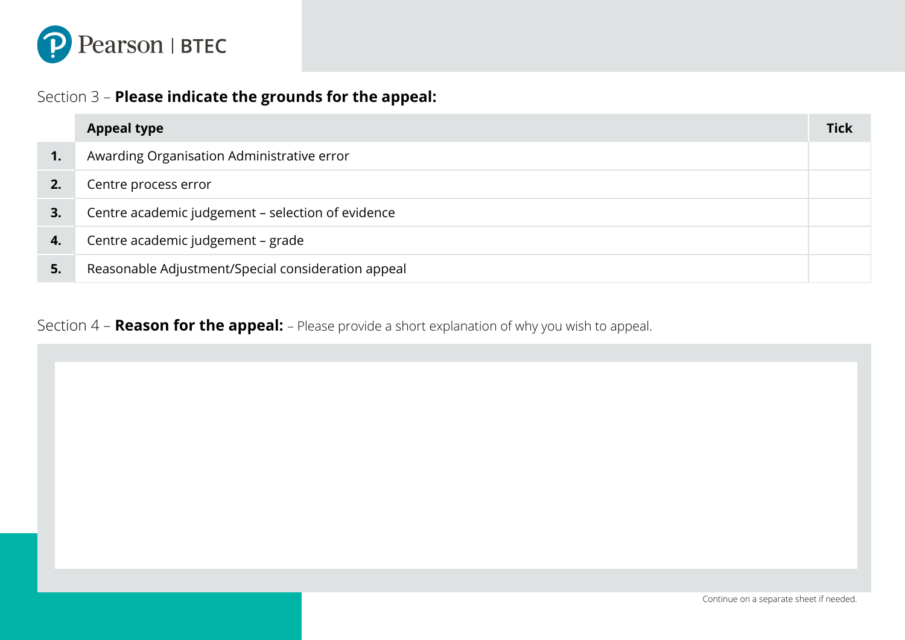## Section 3 – **Please indicate the grounds for the appeal:**

| | Appeal type | Tick |
|---|---|---|
| **1.** | Awarding Organisation Administrative error | |
| **2.** | Centre process error | |
| **3.** | Centre academic judgement – selection of evidence | |
| **4.** | Centre academic judgement – grade | |
| **5.** | Reasonable Adjustment/Special consideration appeal | |

## Section 4 – **Reason for the appeal:** – Please provide a short explanation of why you wish to appeal.

Continue on a separate sheet if needed.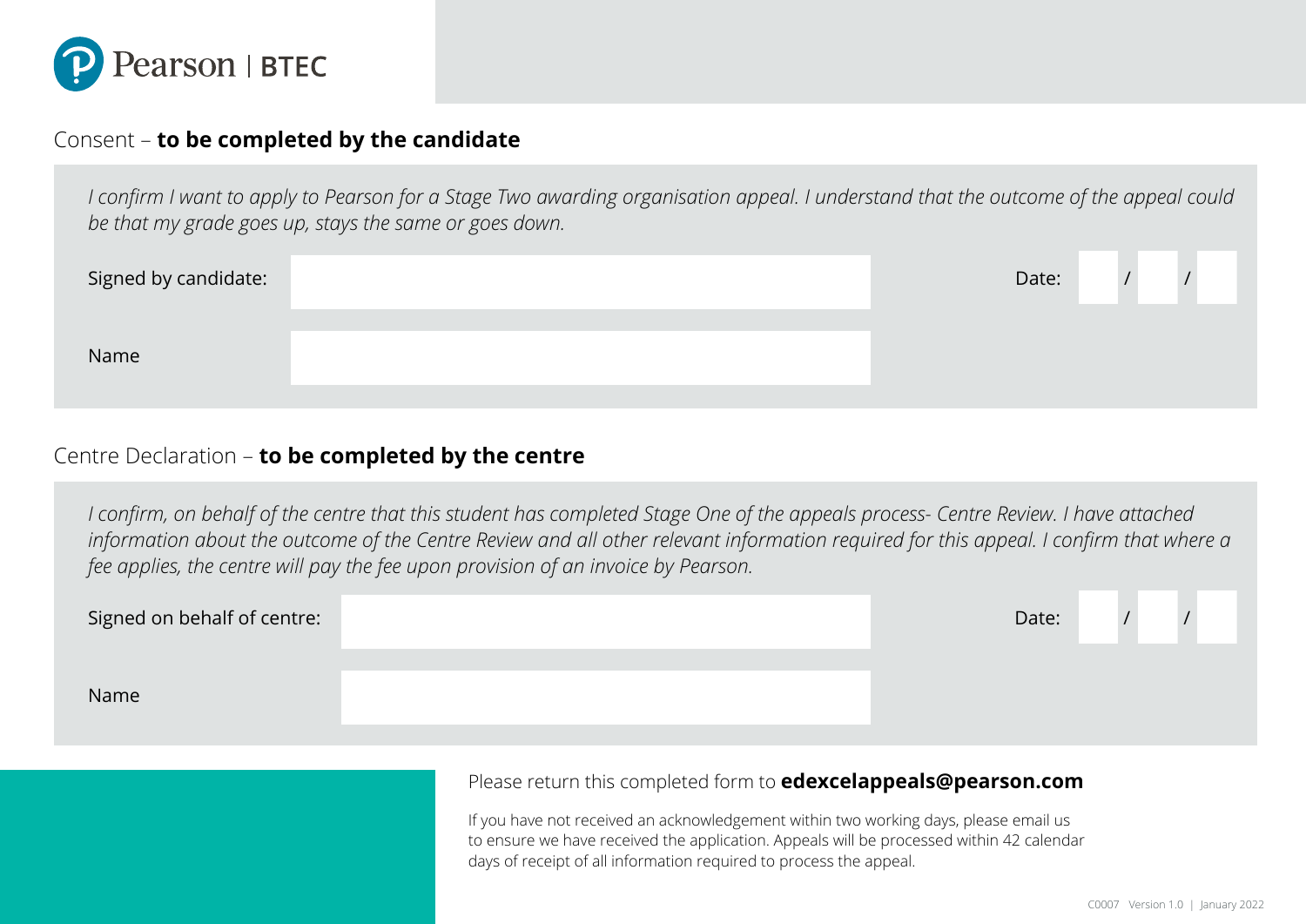Pearson | BTEC

## Consent – **to be completed by the candidate**

*I confirm I want to apply to Pearson for a Stage Two awarding organisation appeal. I understand that the outcome of the appeal could be that my grade goes up, stays the same or goes down.*

Signed by candidate: Date: / /

Name

## Centre Declaration – **to be completed by the centre**

*I confirm, on behalf of the centre that this student has completed Stage One of the appeals process- Centre Review. I have attached information about the outcome of the Centre Review and all other relevant information required for this appeal. I confirm that where a fee applies, the centre will pay the fee upon provision of an invoice by Pearson.*

Signed on behalf of centre: Date: / /

Name

Please return this completed form to **edexcelappeals@pearson.com**

If you have not received an acknowledgement within two working days, please email us to ensure we have received the application. Appeals will be processed within 42 calendar days of receipt of all information required to process the appeal.

C0007 Version 1.0 | January 2022